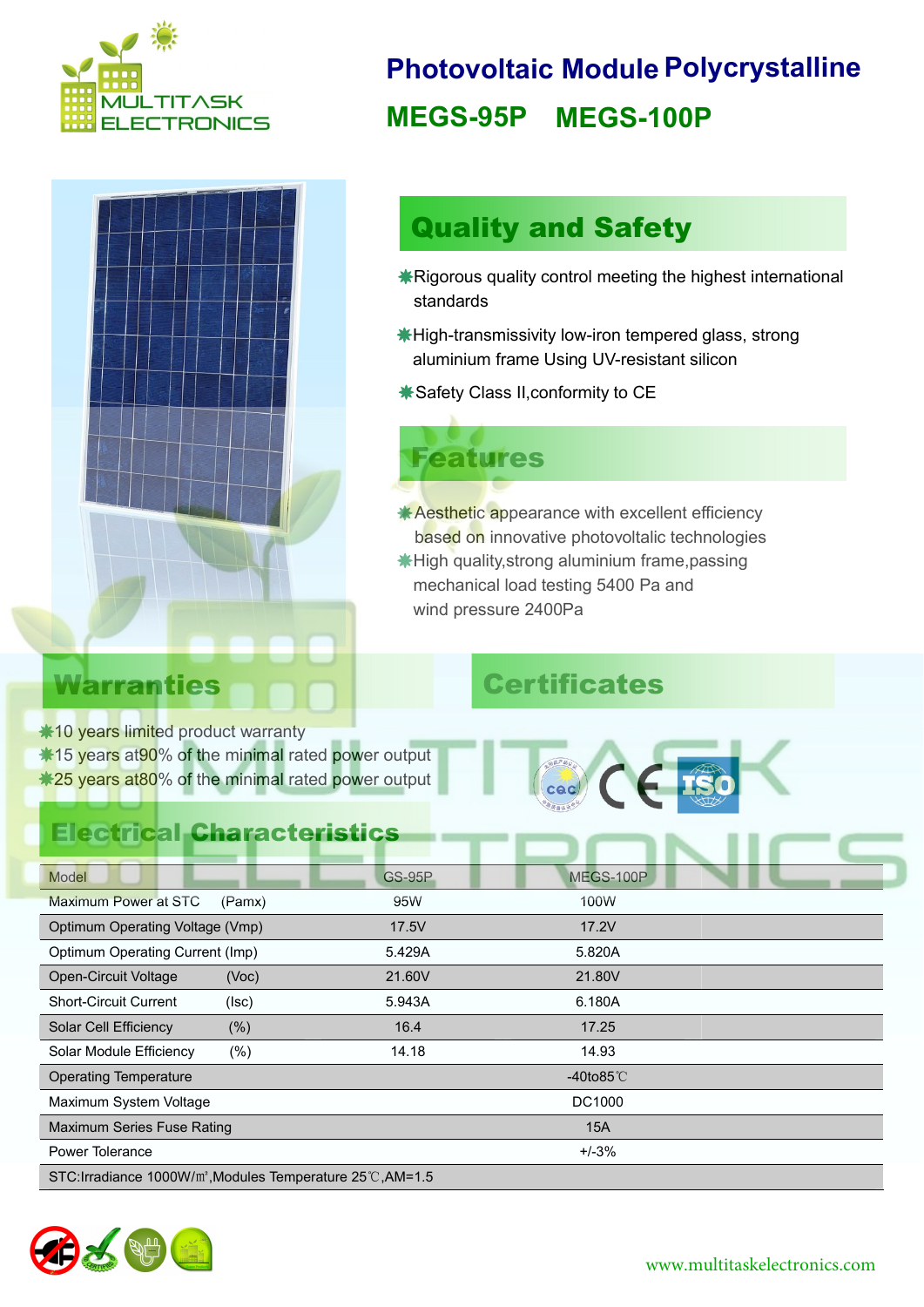# Photovoltaic Module Polycrystalline

## MEGS-95P MEGS-100P

## Quality and Safety

- Rigorous quality control meeting the highest international standards
- High-transmissivity low-iron tempered glass, strong aluminium frame Using UV-resistant silicon
- Safety Class II,conformity to CE

## Features

- Aesthetic appearance with excellent efficiency based on innovative photovoltaic technologies
- High quality,strong aluminium frame,passing mechanical load testing 5400 Pa and wind pressure 2400Pa

## Warranties

- 10 years limited product warranty
- 15 years at90% of the minimal rated power output
- 25 years at80% of the minimal rated power output

## Certificates

## Electrical Characteristics

| Model | GS-95P | MEGS-100P |
|---|---|---|
| Maximum Power at STC (Pamx) | 95W | 100W |
| Optimum Operating Voltage (Vmp) | 17.5V | 17.2V |
| Optimum Operating Current (Imp) | 5.429A | 5.820A |
| Open-Circuit Voltage (Voc) | 21.60V | 21.80V |
| Short-Circuit Current (Isc) | 5.943A | 6.180A |
| Solar Cell Efficiency (%) | 16.4 | 17.25 |
| Solar Module Efficiency (%) | 14.18 | 14.93 |
| Operating Temperature | | -40to85℃ |
| Maximum System Voltage | | DC1000 |
| Maximum Series Fuse Rating | | 15A |
| Power Tolerance | | +/-3% |
| STC:Irradiance 1000W/㎡,Modules Temperature 25℃,AM=1.5 | | |

www.multitaskelectronics.com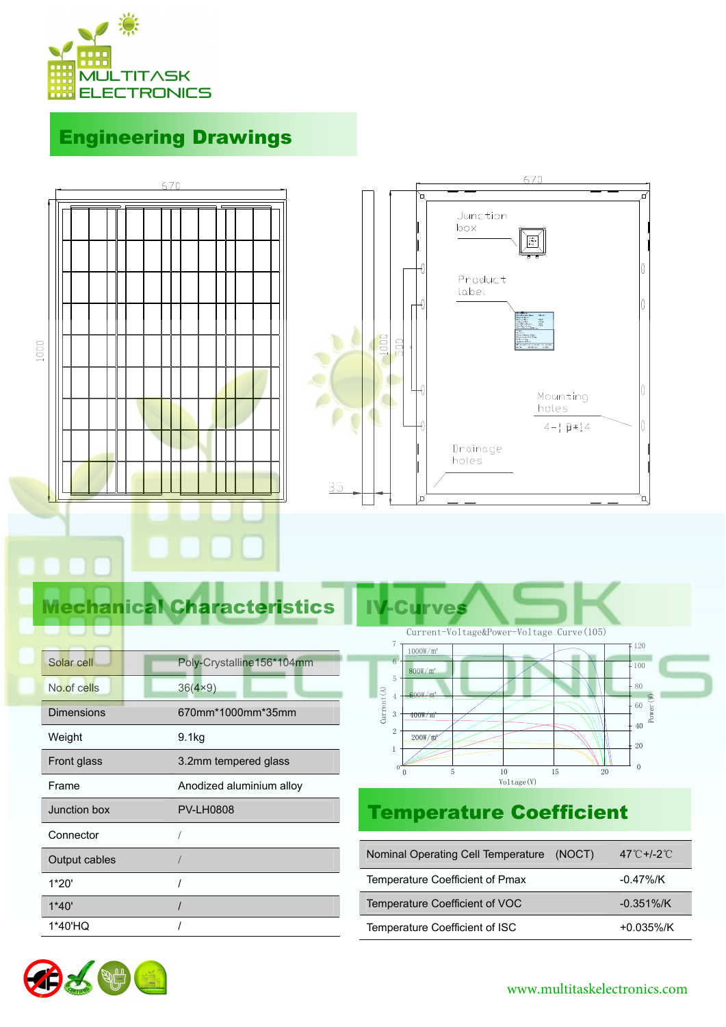MULTITASK ELECTRONICS

## Engineering Drawings

670

1000

670

Junction box

Product label

1000

500

Mounting holes

4-| φ*14

Drainage holes

35

## Mechanical Characteristics

| | |
|---|---|
| Solar cell | Poly-Crystalline156*104mm |
| No.of cells | 36(4×9) |
| Dimensions | 670mm*1000mm*35mm |
| Weight | 9.1kg |
| Front glass | 3.2mm tempered glass |
| Frame | Anodized aluminium alloy |
| Junction box | PV-LH0808 |
| Connector | / |
| Output cables | / |
| 1*20' | / |
| 1*40' | / |
| 1*40'HQ | / |

## IV-Curves

Current-Voltage&Power-Voltage Curve(105)

1000W/㎡

800W/㎡

600W/㎡

400W/㎡

200W/㎡

Current(A)

0 1 2 3 4 5 6 7

Power(W)

0 20 40 60 80 100 120

0 5 10 15 20

Voltage(V)

## Temperature Coefficient

| | |
|---|---|
| Nominal Operating Cell Temperature (NOCT) | 47℃+/-2℃ |
| Temperature Coefficient of Pmax | -0.47%/K |
| Temperature Coefficient of VOC | -0.351%/K |
| Temperature Coefficient of ISC | +0.035%/K |

www.multitaskelectronics.com